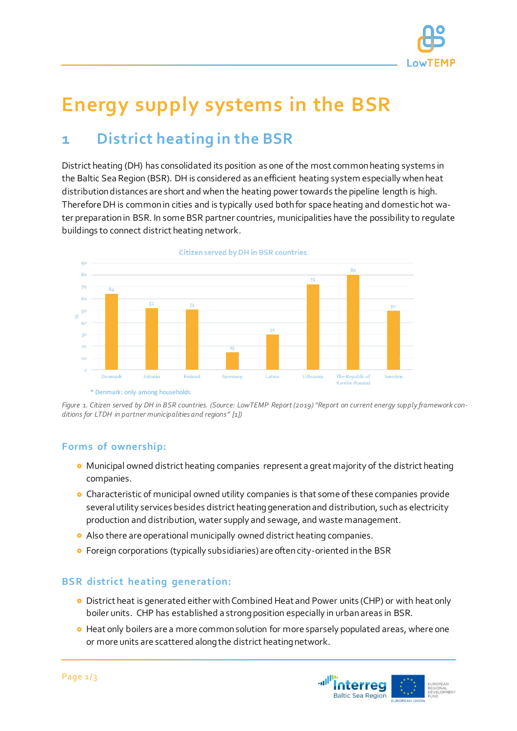# Energy supply systems in the BSR

## 1 District heating in the BSR

District heating (DH) has consolidated its position as one of the most common heating systems in the Baltic Sea Region (BSR). DH is considered as an efficient heating system especially when heat distribution distances are short and when the heating power towards the pipeline length is high. Therefore DH is common in cities and is typically used both for space heating and domestic hot water preparation in BSR. In some BSR partner countries, municipalities have the possibility to regulate buildings to connect district heating network.

Citizen served by DH in BSR countries

| Country | % |
|---|---|
| Denmark | 64 |
| Estonia | 52 |
| Finland | 51 |
| Germany | 15 |
| Latvia | 30 |
| Lithuania | 72 |
| The Republic of Karelia (Russia) | 80 |
| Sweden | 50 |

\* Denmark: only among households

*Figure 1. Citizen served by DH in BSR countries. (Source: LowTEMP Report (2019) "Report on current energy supply framework conditions for LTDH in partner municipalities and regions" [1])*

### Forms of ownership:

- Municipal owned district heating companies represent a great majority of the district heating companies.
- Characteristic of municipal owned utility companies is that some of these companies provide several utility services besides district heating generation and distribution, such as electricity production and distribution, water supply and sewage, and waste management.
- Also there are operational municipally owned district heating companies.
- Foreign corporations (typically subsidiaries) are often city-oriented in the BSR

### BSR district heating generation:

- District heat is generated either with Combined Heat and Power units (CHP) or with heat only boiler units. CHP has established a strong position especially in urban areas in BSR.
- Heat only boilers are a more common solution for more sparsely populated areas, where one or more units are scattered along the district heating network.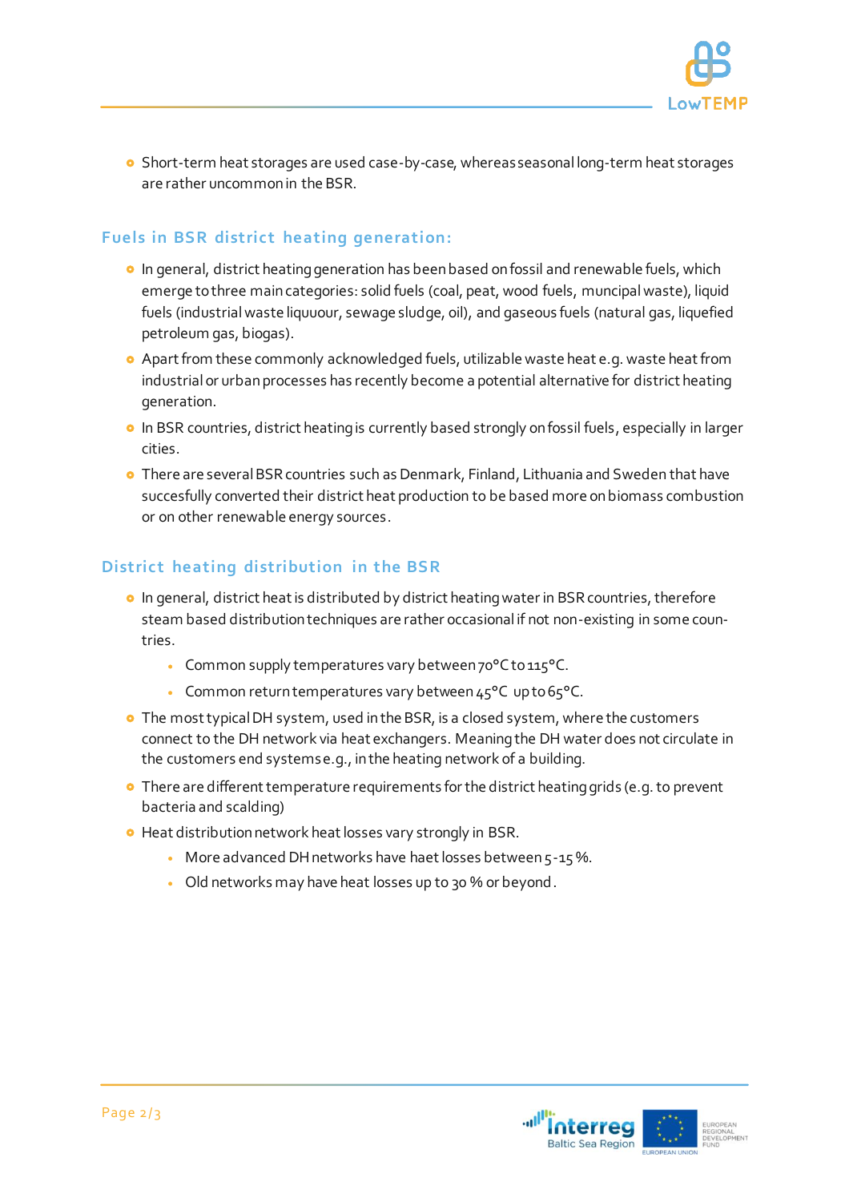- Short-term heat storages are used case-by-case, whereas seasonal long-term heat storages are rather uncommon in the BSR.

## Fuels in BSR district heating generation:

- In general, district heating generation has been based on fossil and renewable fuels, which emerge to three main categories: solid fuels (coal, peat, wood fuels, muncipal waste), liquid fuels (industrial waste liquuour, sewage sludge, oil), and gaseous fuels (natural gas, liquefied petroleum gas, biogas).
- Apart from these commonly acknowledged fuels, utilizable waste heat e.g. waste heat from industrial or urban processes has recently become a potential alternative for district heating generation.
- In BSR countries, district heating is currently based strongly on fossil fuels, especially in larger cities.
- There are several BSR countries such as Denmark, Finland, Lithuania and Sweden that have succesfully converted their district heat production to be based more on biomass combustion or on other renewable energy sources.

## District heating distribution in the BSR

- In general, district heat is distributed by district heating water in BSR countries, therefore steam based distribution techniques are rather occasional if not non-existing in some countries.
  - Common supply temperatures vary between 70°C to 115°C.
  - Common return temperatures vary between 45°C up to 65°C.
- The most typical DH system, used in the BSR, is a closed system, where the customers connect to the DH network via heat exchangers. Meaning the DH water does not circulate in the customers end systems e.g., in the heating network of a building.
- There are different temperature requirements for the district heating grids (e.g. to prevent bacteria and scalding)
- Heat distribution network heat losses vary strongly in BSR.
  - More advanced DH networks have haet losses between 5-15 %.
  - Old networks may have heat losses up to 30 % or beyond.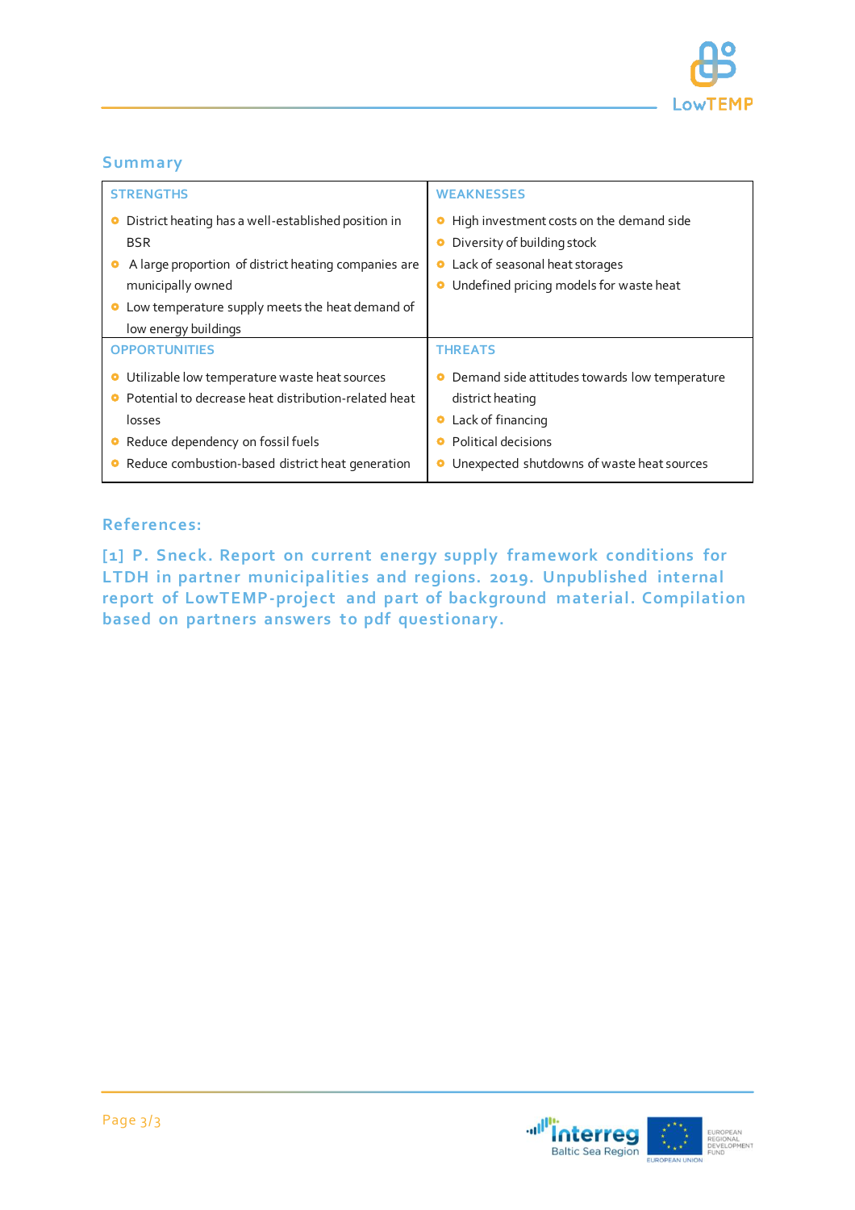## Summary

| STRENGTHS | WEAKNESSES |
|---|---|
| • District heating has a well-established position in BSR<br>• A large proportion of district heating companies are municipally owned<br>• Low temperature supply meets the heat demand of low energy buildings | • High investment costs on the demand side<br>• Diversity of building stock<br>• Lack of seasonal heat storages<br>• Undefined pricing models for waste heat |
| **OPPORTUNITIES** | **THREATS** |
| • Utilizable low temperature waste heat sources<br>• Potential to decrease heat distribution-related heat losses<br>• Reduce dependency on fossil fuels<br>• Reduce combustion-based district heat generation | • Demand side attitudes towards low temperature district heating<br>• Lack of financing<br>• Political decisions<br>• Unexpected shutdowns of waste heat sources |

## References:

[1] P. Sneck. Report on current energy supply framework conditions for LTDH in partner municipalities and regions. 2019. Unpublished internal report of LowTEMP-project and part of background material. Compilation based on partners answers to pdf questionary.